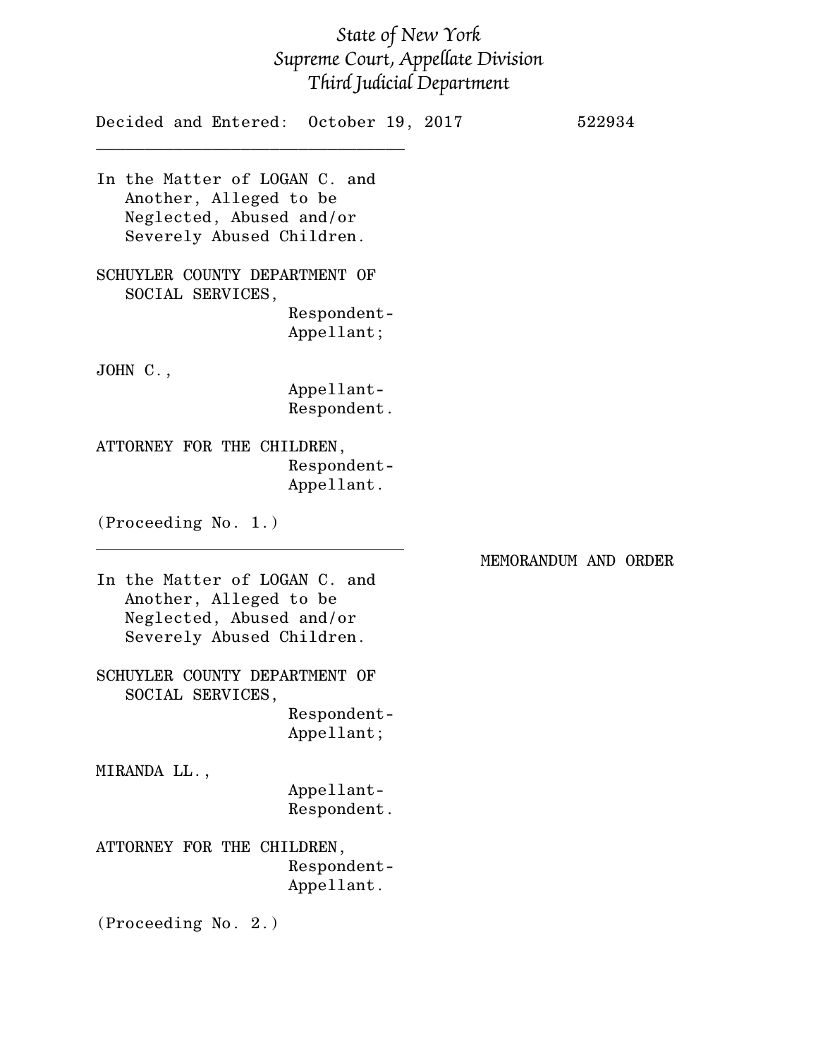*State of New York*
*Supreme Court, Appellate Division*
*Third Judicial Department*

Decided and Entered: October 19, 2017 522934

---

In the Matter of LOGAN C. and Another, Alleged to be Neglected, Abused and/or Severely Abused Children.

SCHUYLER COUNTY DEPARTMENT OF SOCIAL SERVICES,
Respondent-Appellant;

JOHN C.,
Appellant-Respondent.

ATTORNEY FOR THE CHILDREN,
Respondent-Appellant.

(Proceeding No. 1.)

---

MEMORANDUM AND ORDER

In the Matter of LOGAN C. and Another, Alleged to be Neglected, Abused and/or Severely Abused Children.

SCHUYLER COUNTY DEPARTMENT OF SOCIAL SERVICES,
Respondent-Appellant;

MIRANDA LL.,
Appellant-Respondent.

ATTORNEY FOR THE CHILDREN,
Respondent-Appellant.

(Proceeding No. 2.)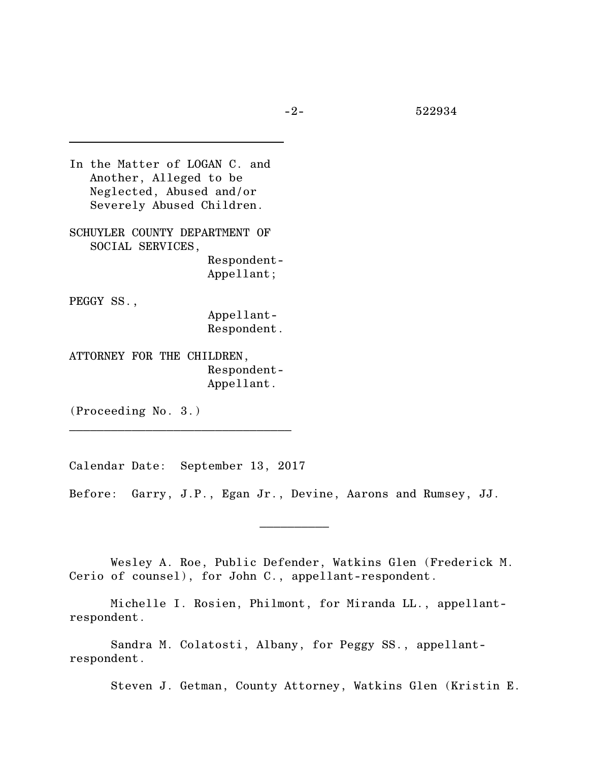---

In the Matter of LOGAN C. and Another, Alleged to be Neglected, Abused and/or Severely Abused Children.

SCHUYLER COUNTY DEPARTMENT OF SOCIAL SERVICES,
Respondent-Appellant;

PEGGY SS.,
Appellant-Respondent.

ATTORNEY FOR THE CHILDREN,
Respondent-Appellant.

(Proceeding No. 3.)

---

Calendar Date: September 13, 2017

Before: Garry, J.P., Egan Jr., Devine, Aarons and Rumsey, JJ.

---

Wesley A. Roe, Public Defender, Watkins Glen (Frederick M. Cerio of counsel), for John C., appellant-respondent.

Michelle I. Rosien, Philmont, for Miranda LL., appellant-respondent.

Sandra M. Colatosti, Albany, for Peggy SS., appellant-respondent.

Steven J. Getman, County Attorney, Watkins Glen (Kristin E.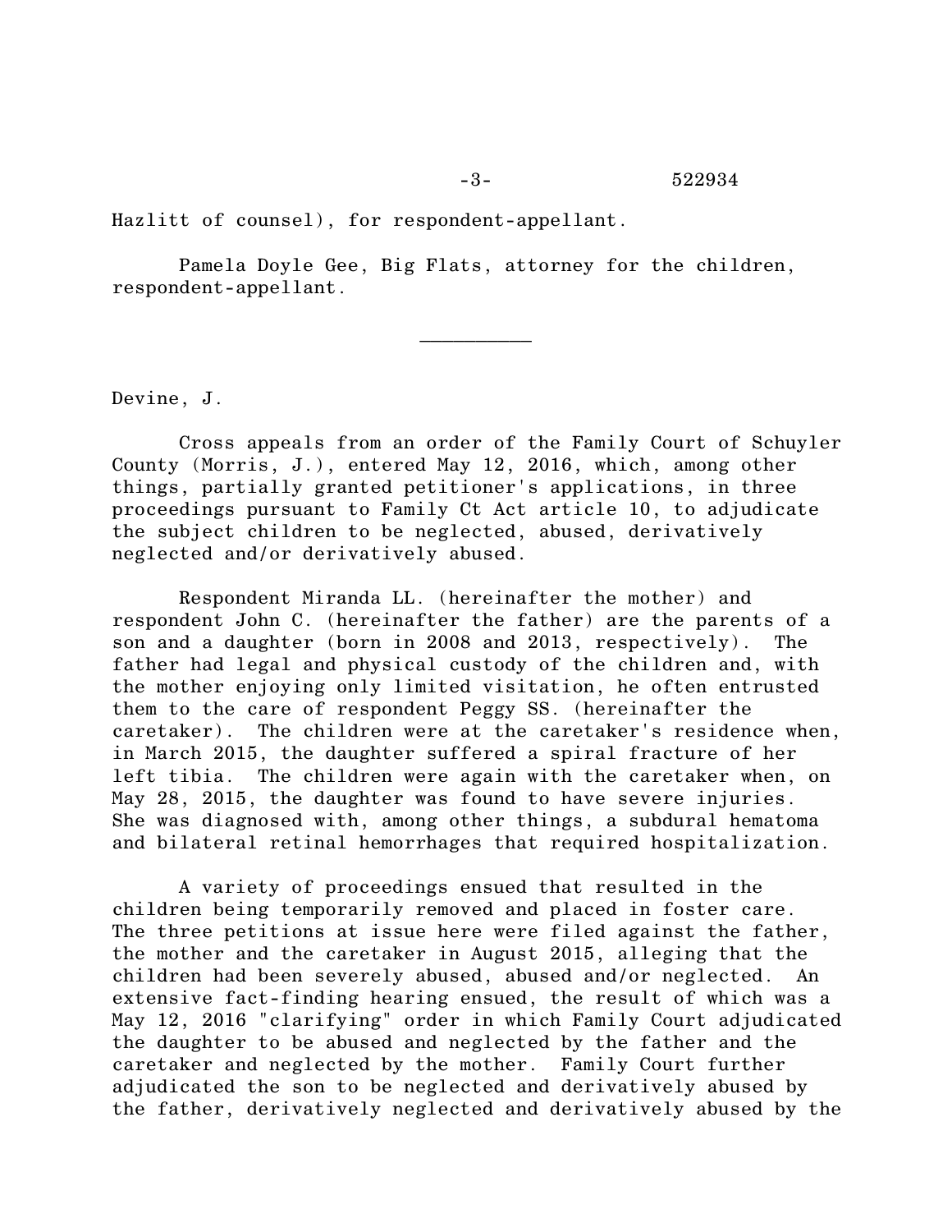Hazlitt of counsel), for respondent-appellant.

Pamela Doyle Gee, Big Flats, attorney for the children, respondent-appellant.

__________

Devine, J.

Cross appeals from an order of the Family Court of Schuyler County (Morris, J.), entered May 12, 2016, which, among other things, partially granted petitioner's applications, in three proceedings pursuant to Family Ct Act article 10, to adjudicate the subject children to be neglected, abused, derivatively neglected and/or derivatively abused.

Respondent Miranda LL. (hereinafter the mother) and respondent John C. (hereinafter the father) are the parents of a son and a daughter (born in 2008 and 2013, respectively). The father had legal and physical custody of the children and, with the mother enjoying only limited visitation, he often entrusted them to the care of respondent Peggy SS. (hereinafter the caretaker). The children were at the caretaker's residence when, in March 2015, the daughter suffered a spiral fracture of her left tibia. The children were again with the caretaker when, on May 28, 2015, the daughter was found to have severe injuries. She was diagnosed with, among other things, a subdural hematoma and bilateral retinal hemorrhages that required hospitalization.

A variety of proceedings ensued that resulted in the children being temporarily removed and placed in foster care. The three petitions at issue here were filed against the father, the mother and the caretaker in August 2015, alleging that the children had been severely abused, abused and/or neglected. An extensive fact-finding hearing ensued, the result of which was a May 12, 2016 "clarifying" order in which Family Court adjudicated the daughter to be abused and neglected by the father and the caretaker and neglected by the mother. Family Court further adjudicated the son to be neglected and derivatively abused by the father, derivatively neglected and derivatively abused by the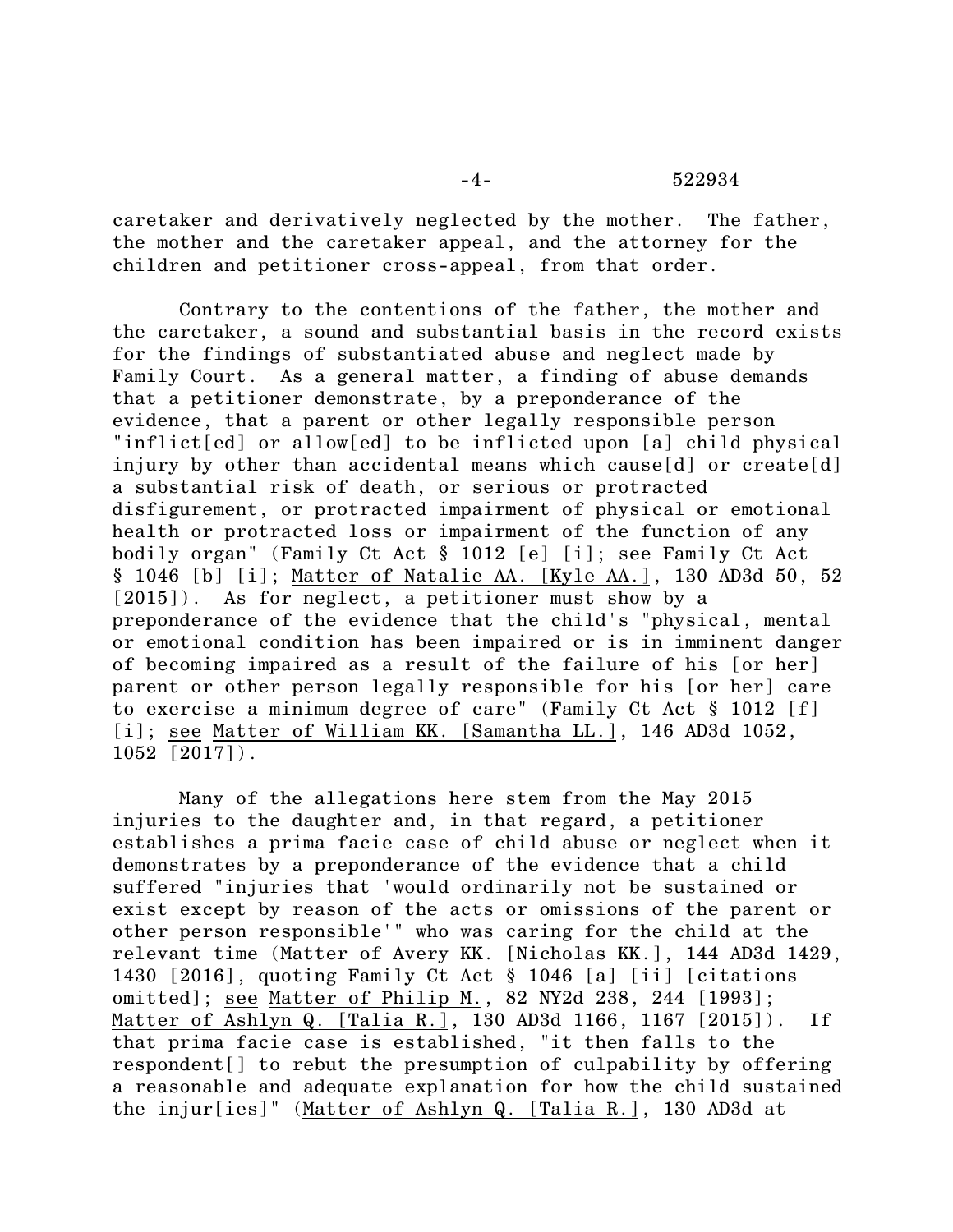caretaker and derivatively neglected by the mother. The father, the mother and the caretaker appeal, and the attorney for the children and petitioner cross-appeal, from that order.

Contrary to the contentions of the father, the mother and the caretaker, a sound and substantial basis in the record exists for the findings of substantiated abuse and neglect made by Family Court. As a general matter, a finding of abuse demands that a petitioner demonstrate, by a preponderance of the evidence, that a parent or other legally responsible person "inflict[ed] or allow[ed] to be inflicted upon [a] child physical injury by other than accidental means which cause[d] or create[d] a substantial risk of death, or serious or protracted disfigurement, or protracted impairment of physical or emotional health or protracted loss or impairment of the function of any bodily organ" (Family Ct Act § 1012 [e] [i]; <u>see</u> Family Ct Act § 1046 [b] [i]; <u>Matter of Natalie AA. [Kyle AA.]</u>, 130 AD3d 50, 52 [2015]). As for neglect, a petitioner must show by a preponderance of the evidence that the child's "physical, mental or emotional condition has been impaired or is in imminent danger of becoming impaired as a result of the failure of his [or her] parent or other person legally responsible for his [or her] care to exercise a minimum degree of care" (Family Ct Act § 1012 [f] [i]; <u>see</u> <u>Matter of William KK. [Samantha LL.]</u>, 146 AD3d 1052, 1052 [2017]).

Many of the allegations here stem from the May 2015 injuries to the daughter and, in that regard, a petitioner establishes a prima facie case of child abuse or neglect when it demonstrates by a preponderance of the evidence that a child suffered "injuries that 'would ordinarily not be sustained or exist except by reason of the acts or omissions of the parent or other person responsible'" who was caring for the child at the relevant time (<u>Matter of Avery KK. [Nicholas KK.]</u>, 144 AD3d 1429, 1430 [2016], quoting Family Ct Act § 1046 [a] [ii] [citations omitted]; <u>see</u> <u>Matter of Philip M.</u>, 82 NY2d 238, 244 [1993]; <u>Matter of Ashlyn Q. [Talia R.]</u>, 130 AD3d 1166, 1167 [2015]). If that prima facie case is established, "it then falls to the respondent[] to rebut the presumption of culpability by offering a reasonable and adequate explanation for how the child sustained the injur[ies]" (<u>Matter of Ashlyn Q. [Talia R.]</u>, 130 AD3d at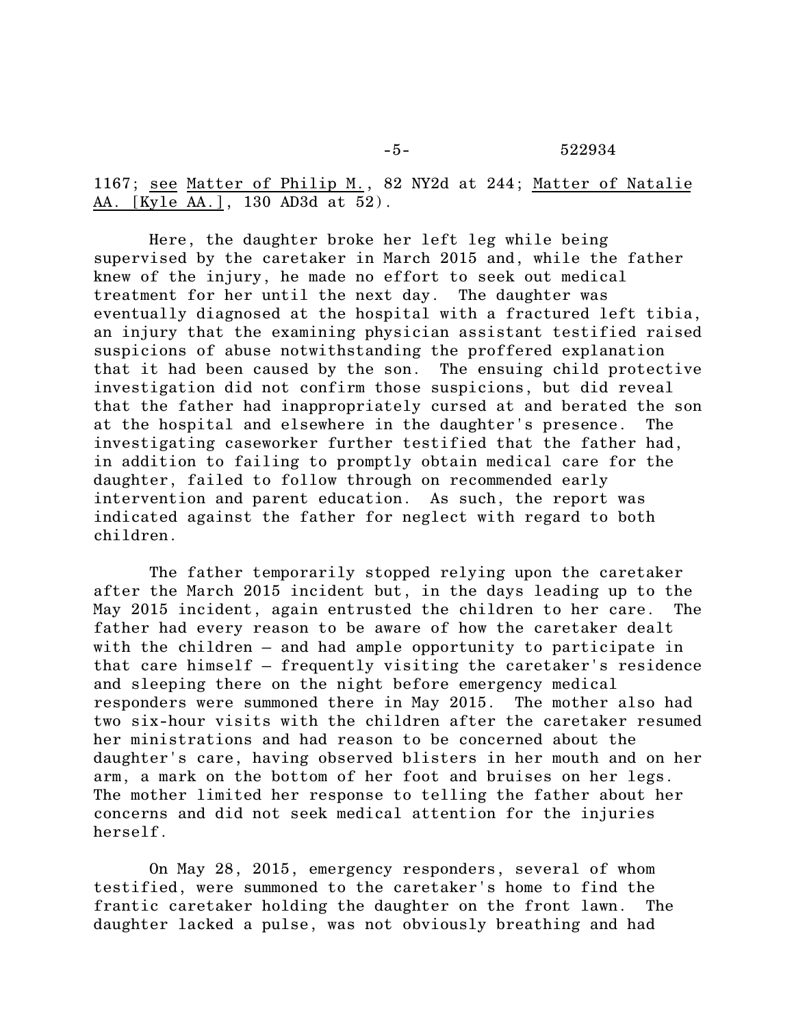1167; see Matter of Philip M., 82 NY2d at 244; Matter of Natalie AA. [Kyle AA.], 130 AD3d at 52).

Here, the daughter broke her left leg while being supervised by the caretaker in March 2015 and, while the father knew of the injury, he made no effort to seek out medical treatment for her until the next day. The daughter was eventually diagnosed at the hospital with a fractured left tibia, an injury that the examining physician assistant testified raised suspicions of abuse notwithstanding the proffered explanation that it had been caused by the son. The ensuing child protective investigation did not confirm those suspicions, but did reveal that the father had inappropriately cursed at and berated the son at the hospital and elsewhere in the daughter's presence. The investigating caseworker further testified that the father had, in addition to failing to promptly obtain medical care for the daughter, failed to follow through on recommended early intervention and parent education. As such, the report was indicated against the father for neglect with regard to both children.

The father temporarily stopped relying upon the caretaker after the March 2015 incident but, in the days leading up to the May 2015 incident, again entrusted the children to her care. The father had every reason to be aware of how the caretaker dealt with the children – and had ample opportunity to participate in that care himself – frequently visiting the caretaker's residence and sleeping there on the night before emergency medical responders were summoned there in May 2015. The mother also had two six-hour visits with the children after the caretaker resumed her ministrations and had reason to be concerned about the daughter's care, having observed blisters in her mouth and on her arm, a mark on the bottom of her foot and bruises on her legs. The mother limited her response to telling the father about her concerns and did not seek medical attention for the injuries herself.

On May 28, 2015, emergency responders, several of whom testified, were summoned to the caretaker's home to find the frantic caretaker holding the daughter on the front lawn. The daughter lacked a pulse, was not obviously breathing and had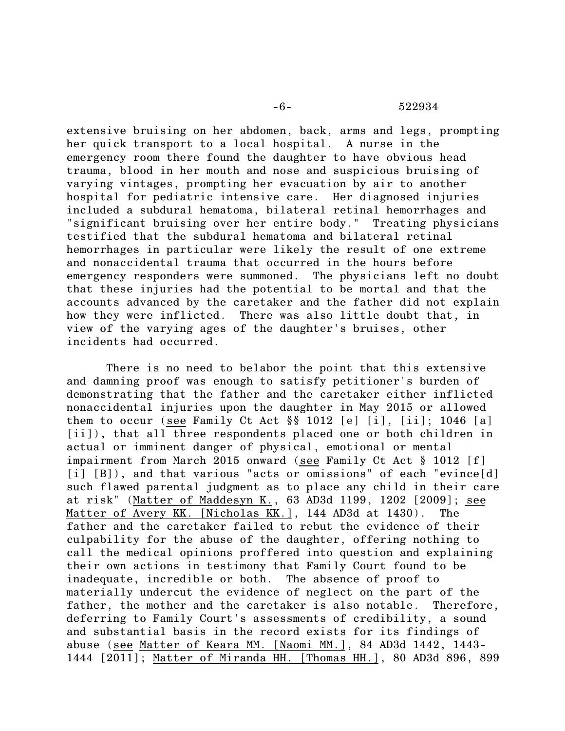extensive bruising on her abdomen, back, arms and legs, prompting her quick transport to a local hospital. A nurse in the emergency room there found the daughter to have obvious head trauma, blood in her mouth and nose and suspicious bruising of varying vintages, prompting her evacuation by air to another hospital for pediatric intensive care. Her diagnosed injuries included a subdural hematoma, bilateral retinal hemorrhages and "significant bruising over her entire body." Treating physicians testified that the subdural hematoma and bilateral retinal hemorrhages in particular were likely the result of one extreme and nonaccidental trauma that occurred in the hours before emergency responders were summoned. The physicians left no doubt that these injuries had the potential to be mortal and that the accounts advanced by the caretaker and the father did not explain how they were inflicted. There was also little doubt that, in view of the varying ages of the daughter's bruises, other incidents had occurred.

There is no need to belabor the point that this extensive and damning proof was enough to satisfy petitioner's burden of demonstrating that the father and the caretaker either inflicted nonaccidental injuries upon the daughter in May 2015 or allowed them to occur (see Family Ct Act §§ 1012 [e] [i], [ii]; 1046 [a] [ii]), that all three respondents placed one or both children in actual or imminent danger of physical, emotional or mental impairment from March 2015 onward (see Family Ct Act § 1012 [f] [i] [B]), and that various "acts or omissions" of each "evince[d] such flawed parental judgment as to place any child in their care at risk" (Matter of Maddesyn K., 63 AD3d 1199, 1202 [2009]; see Matter of Avery KK. [Nicholas KK.], 144 AD3d at 1430). The father and the caretaker failed to rebut the evidence of their culpability for the abuse of the daughter, offering nothing to call the medical opinions proffered into question and explaining their own actions in testimony that Family Court found to be inadequate, incredible or both. The absence of proof to materially undercut the evidence of neglect on the part of the father, the mother and the caretaker is also notable. Therefore, deferring to Family Court's assessments of credibility, a sound and substantial basis in the record exists for its findings of abuse (see Matter of Keara MM. [Naomi MM.], 84 AD3d 1442, 1443-1444 [2011]; Matter of Miranda HH. [Thomas HH.], 80 AD3d 896, 899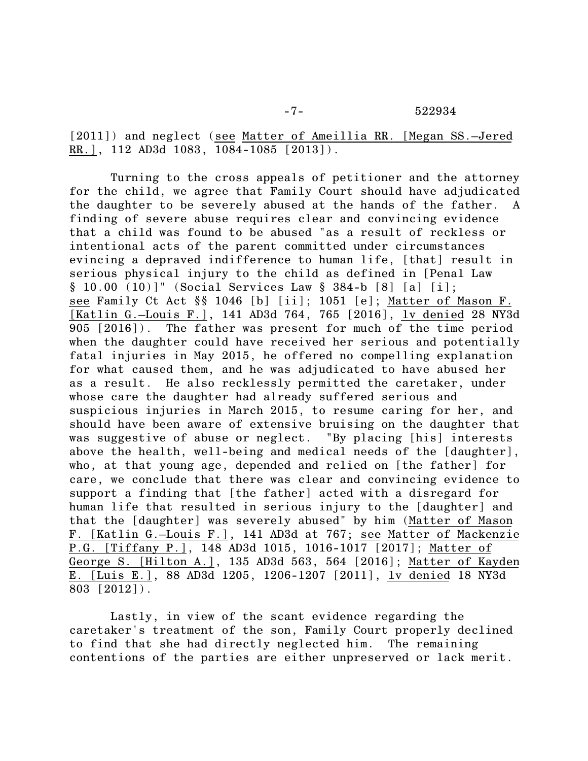[2011]) and neglect (see Matter of Ameillia RR. [Megan SS.—Jered RR.], 112 AD3d 1083, 1084-1085 [2013]).

Turning to the cross appeals of petitioner and the attorney for the child, we agree that Family Court should have adjudicated the daughter to be severely abused at the hands of the father. A finding of severe abuse requires clear and convincing evidence that a child was found to be abused "as a result of reckless or intentional acts of the parent committed under circumstances evincing a depraved indifference to human life, [that] result in serious physical injury to the child as defined in [Penal Law § 10.00 (10)]" (Social Services Law § 384-b [8] [a] [i]; see Family Ct Act §§ 1046 [b] [ii]; 1051 [e]; Matter of Mason F. [Katlin G.—Louis F.], 141 AD3d 764, 765 [2016], lv denied 28 NY3d 905 [2016]). The father was present for much of the time period when the daughter could have received her serious and potentially fatal injuries in May 2015, he offered no compelling explanation for what caused them, and he was adjudicated to have abused her as a result. He also recklessly permitted the caretaker, under whose care the daughter had already suffered serious and suspicious injuries in March 2015, to resume caring for her, and should have been aware of extensive bruising on the daughter that was suggestive of abuse or neglect. "By placing [his] interests above the health, well-being and medical needs of the [daughter], who, at that young age, depended and relied on [the father] for care, we conclude that there was clear and convincing evidence to support a finding that [the father] acted with a disregard for human life that resulted in serious injury to the [daughter] and that the [daughter] was severely abused" by him (Matter of Mason F. [Katlin G.—Louis F.], 141 AD3d at 767; see Matter of Mackenzie P.G. [Tiffany P.], 148 AD3d 1015, 1016-1017 [2017]; Matter of George S. [Hilton A.], 135 AD3d 563, 564 [2016]; Matter of Kayden E. [Luis E.], 88 AD3d 1205, 1206-1207 [2011], lv denied 18 NY3d 803 [2012]).

Lastly, in view of the scant evidence regarding the caretaker's treatment of the son, Family Court properly declined to find that she had directly neglected him. The remaining contentions of the parties are either unpreserved or lack merit.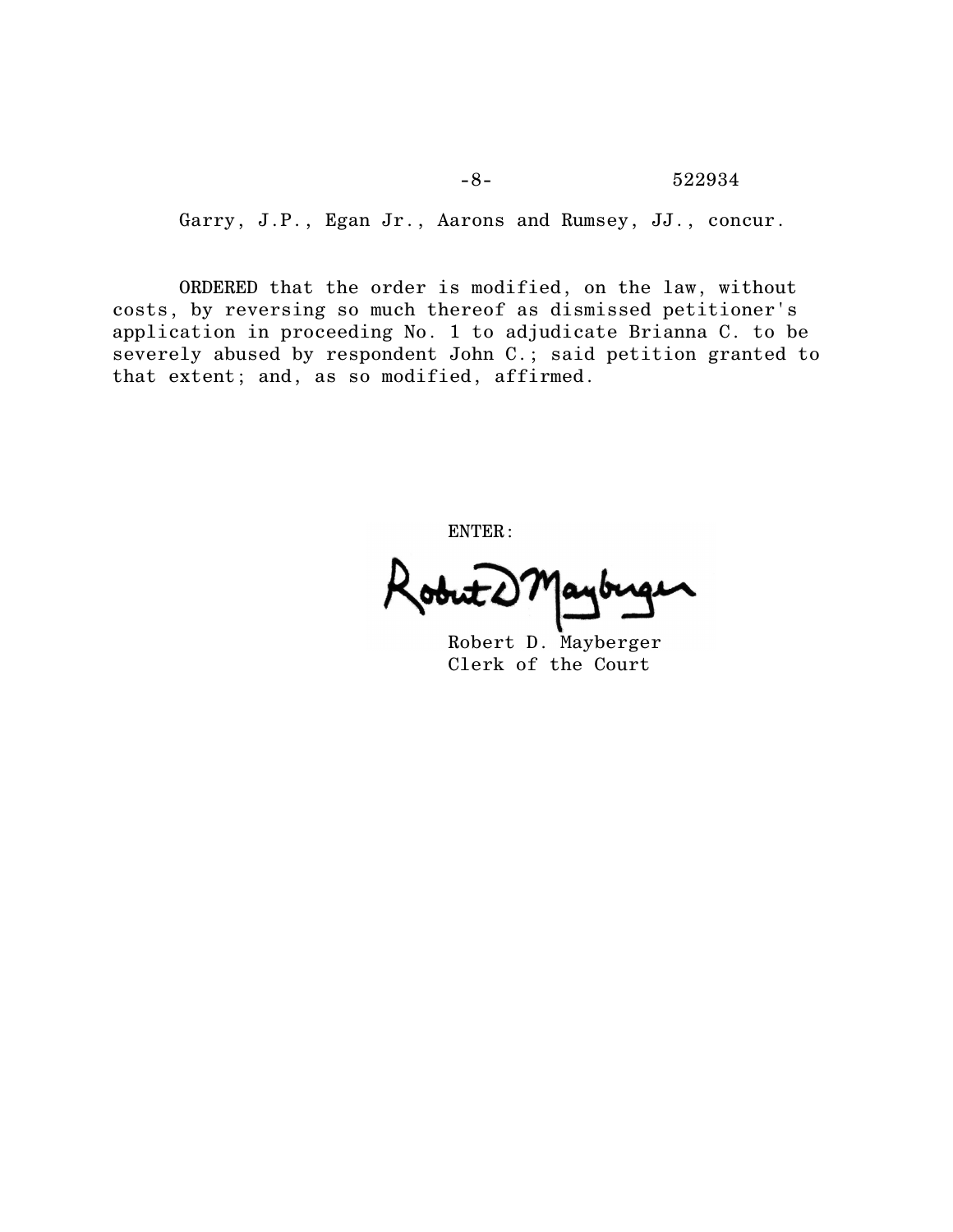Garry, J.P., Egan Jr., Aarons and Rumsey, JJ., concur.

ORDERED that the order is modified, on the law, without costs, by reversing so much thereof as dismissed petitioner's application in proceeding No. 1 to adjudicate Brianna C. to be severely abused by respondent John C.; said petition granted to that extent; and, as so modified, affirmed.

ENTER:

Robert D. Mayberger
Clerk of the Court